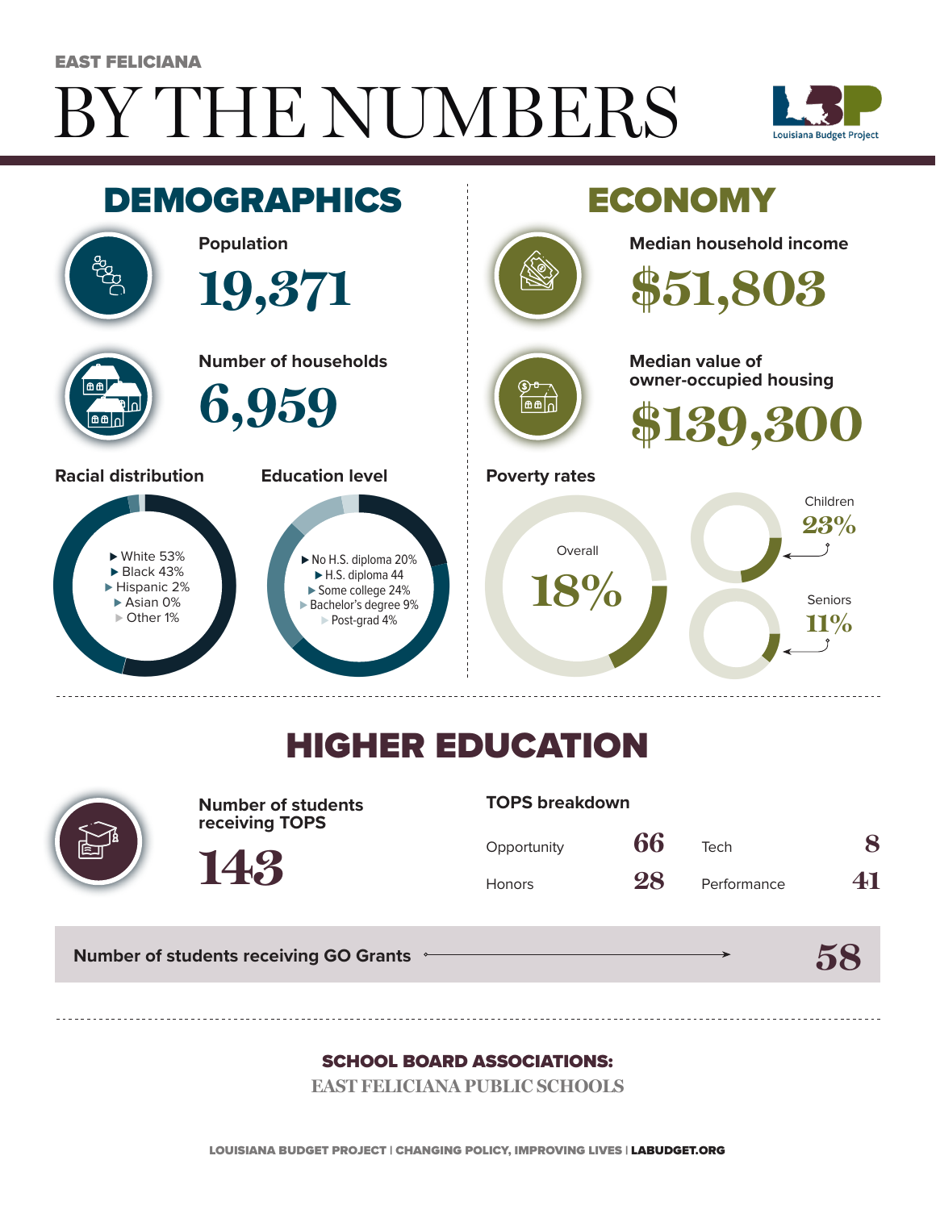EAST FELICIANA

# BY THE NUMBERS

Louisiana Budget Project

## DEMOGRAPHICS

**Population**

19,371

**Number of households**

6,959

**Racial distribution**

- White 53%
- Black 43%
- Hispanic 2%
- Asian 0%
- Other 1%

**Education level**

- No H.S. diploma 20%
- H.S. diploma 44
- Some college 24%
- Bachelor's degree 9%
- Post-grad 4%

## ECONOMY

**Median household income**

$51,803

**Median value of owner-occupied housing**

$139,300

**Poverty rates**

Overall 18%

Children 23%

Seniors 11%

## HIGHER EDUCATION

**Number of students receiving TOPS**

143

**TOPS breakdown**

| | | | |
|---|---|---|---|
| Opportunity | 66 | Tech | 8 |
| Honors | 28 | Performance | 41 |

**Number of students receiving GO Grants** 58

**SCHOOL BOARD ASSOCIATIONS:**

EAST FELICIANA PUBLIC SCHOOLS

LOUISIANA BUDGET PROJECT | CHANGING POLICY, IMPROVING LIVES | LABUDGET.ORG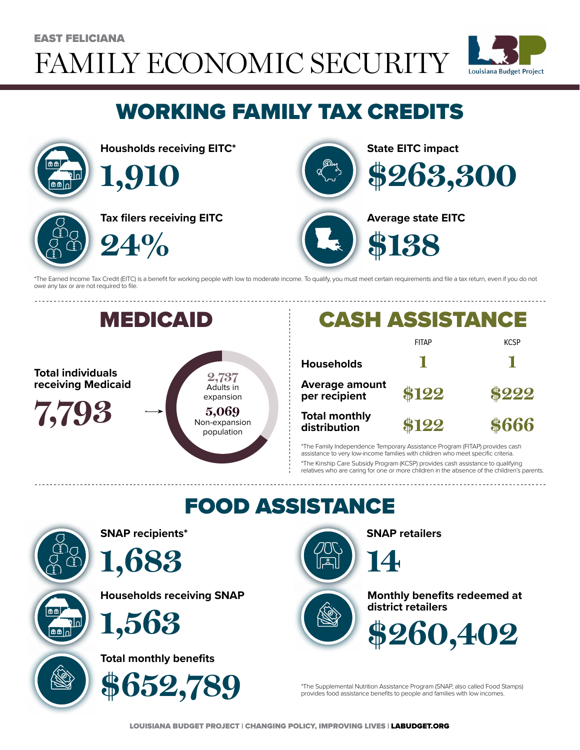EAST FELICIANA

# FAMILY ECONOMIC SECURITY

Louisiana Budget Project

## WORKING FAMILY TAX CREDITS

**Households receiving EITC***

**1,910**

**Tax filers receiving EITC**

**24%**

**State EITC impact**

**$263,300**

**Average state EITC**

**$138**

*The Earned Income Tax Credit (EITC) is a benefit for working people with low to moderate income. To qualify, you must meet certain requirements and file a tax return, even if you do not owe any tax or are not required to file.

## MEDICAID

**Total individuals receiving Medicaid**

**7,793**

2,737
Adults in expansion

5,069
Non-expansion population

## CASH ASSISTANCE

| | FITAP | KCSP |
|---|---|---|
| **Households** | 1 | 1 |
| **Average amount per recipient** | $122 | $222 |
| **Total monthly distribution** | $122 | $666 |

*The Family Independence Temporary Assistance Program (FITAP) provides cash assistance to very low-income families with children who meet specific criteria.

*The Kinship Care Subsidy Program (KCSP) provides cash assistance to qualifying relatives who are caring for one or more children in the absence of the children's parents.

## FOOD ASSISTANCE

**SNAP recipients***

**1,683**

**Households receiving SNAP**

**1,563**

**Total monthly benefits**

**$652,789**

**SNAP retailers**

**14**

**Monthly benefits redeemed at district retailers**

**$260,402**

*The Supplemental Nutrition Assistance Program (SNAP, also called Food Stamps) provides food assistance benefits to people and families with low incomes.

LOUISIANA BUDGET PROJECT | CHANGING POLICY, IMPROVING LIVES | LABUDGET.ORG